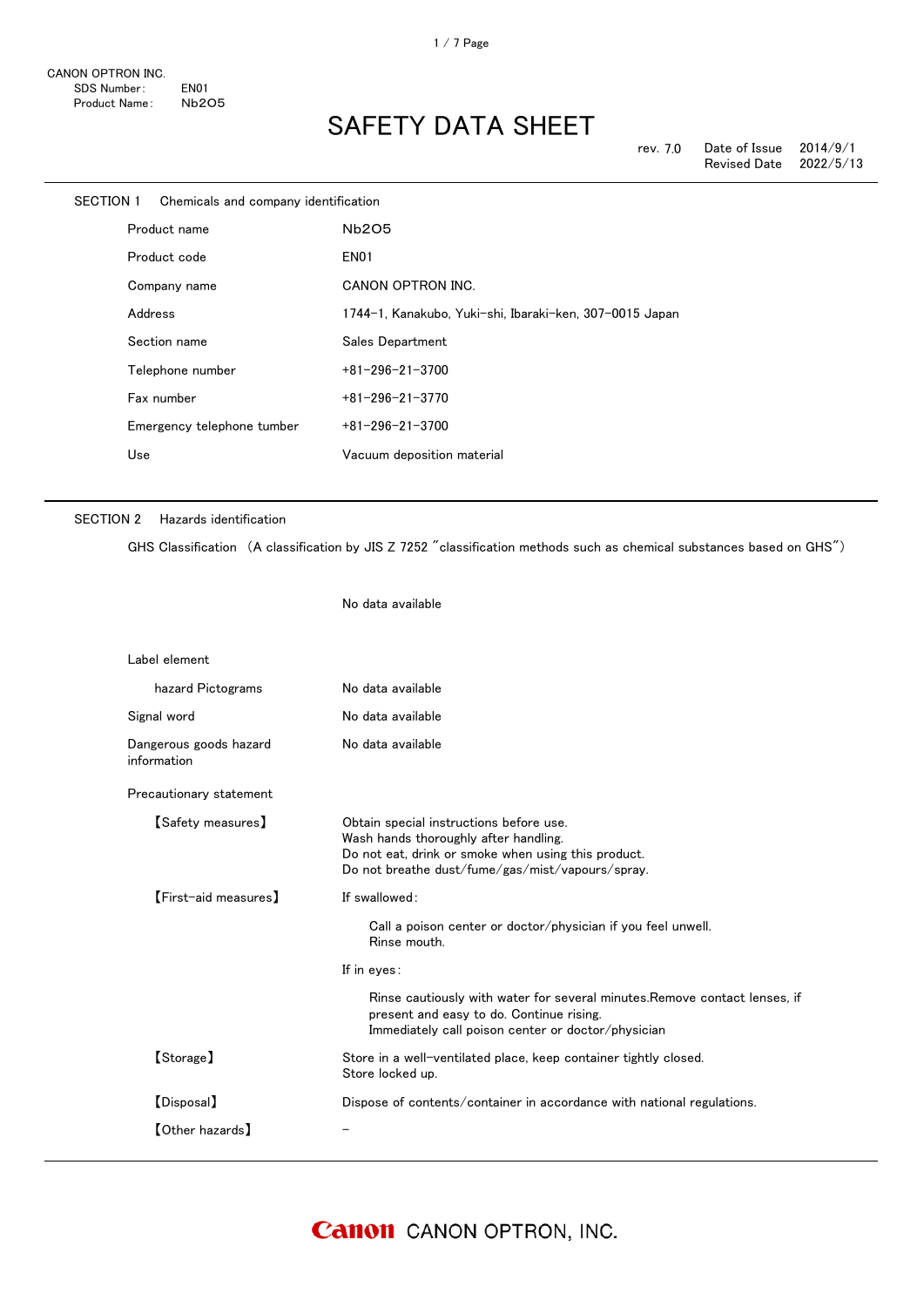CANON OPTRON INC.
SDS Number: EN01
Product Name: $Nb_2O_5$

# SAFETY DATA SHEET

rev. 7.0 Date of Issue 2014/9/1
Revised Date 2022/5/13

## SECTION 1 Chemicals and company identification

| | |
|---|---|
| Product name | $Nb_2O_5$ |
| Product code | EN01 |
| Company name | CANON OPTRON INC. |
| Address | 1744-1, Kanakubo, Yuki-shi, Ibaraki-ken, 307-0015 Japan |
| Section name | Sales Department |
| Telephone number | +81-296-21-3700 |
| Fax number | +81-296-21-3770 |
| Emergency telephone tumber | +81-296-21-3700 |
| Use | Vacuum deposition material |

## SECTION 2 Hazards identification

GHS Classification (A classification by JIS Z 7252 "classification methods such as chemical substances based on GHS")

No data available

Label element

| | |
|---|---|
| hazard Pictograms | No data available |
| Signal word | No data available |
| Dangerous goods hazard information | No data available |

Precautionary statement

【Safety measures】
Obtain special instructions before use.
Wash hands thoroughly after handling.
Do not eat, drink or smoke when using this product.
Do not breathe dust/fume/gas/mist/vapours/spray.

【First-aid measures】
If swallowed:

Call a poison center or doctor/physician if you feel unwell.
Rinse mouth.

If in eyes:

Rinse cautiously with water for several minutes.Remove contact lenses, if present and easy to do. Continue rising.
Immediately call poison center or doctor/physician

【Storage】
Store in a well-ventilated place, keep container tightly closed.
Store locked up.

【Disposal】
Dispose of contents/container in accordance with national regulations.

【Other hazards】
-

CANON OPTRON, INC.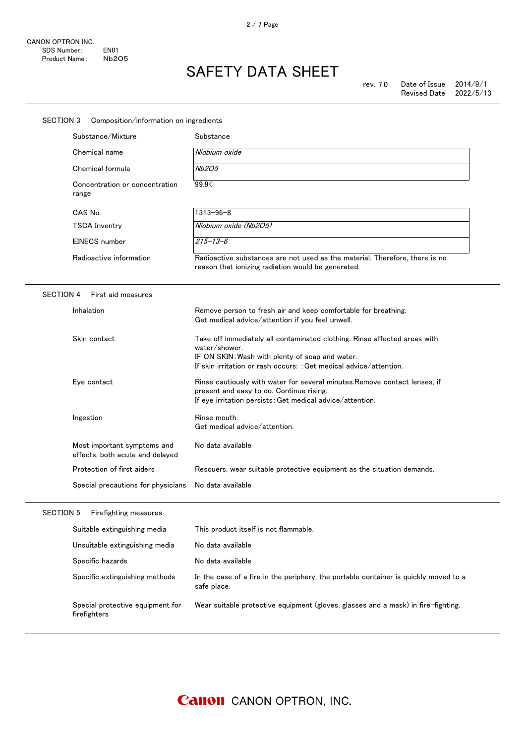CANON OPTRON INC.
SDS Number: EN01
Product Name: $Nb_2O_5$

# SAFETY DATA SHEET

rev. 7.0 Date of Issue 2014/9/1
Revised Date 2022/5/13

## SECTION 3 Composition/information on ingredients

| | |
|---|---|
| Substance/Mixture | Substance |
| Chemical name | *Niobium oxide* |
| Chemical formula | *$Nb_2O_5$* |
| Concentration or concentration range | 99.9< |
| CAS No. | 1313-96-8 |
| TSCA Inventry | *Niobium oxide ($Nb_2O_5$)* |
| EINECS number | *215-13-6* |
| Radioactive information | Radioactive substances are not used as the material. Therefore, there is no reason that ionizing radiation would be generated. |

## SECTION 4 First aid measures

| | |
|---|---|
| Inhalation | Remove person to fresh air and keep comfortable for breathing.<br>Get medical advice/attention if you feel unwell. |
| Skin contact | Take off immediately all contaminated clothing. Rinse affected areas with water/shower.<br>IF ON SKIN: Wash with plenty of soap and water.<br>If skin irritation or rash occurs: : Get medical advice/attention. |
| Eye contact | Rinse cautiously with water for several minutes.Remove contact lenses, if present and easy to do. Continue rising.<br>If eye irritation persists: Get medical advice/attention. |
| Ingestion | Rinse mouth.<br>Get medical advice/attention. |
| Most important symptoms and effects, both acute and delayed | No data available |
| Protection of first aiders | Rescuers, wear suitable protective equipment as the situation demands. |
| Special precautions for physicians | No data available |

## SECTION 5 Firefighting measures

| | |
|---|---|
| Suitable extinguishing media | This product itself is not flammable. |
| Unsuitable extinguishing media | No data available |
| Specific hazards | No data available |
| Specific extinguishing methods | In the case of a fire in the periphery, the portable container is quickly moved to a safe place. |
| Special protective equipment for firefighters | Wear suitable protective equipment (gloves, glasses and a mask) in fire-fighting. |

Canon CANON OPTRON, INC.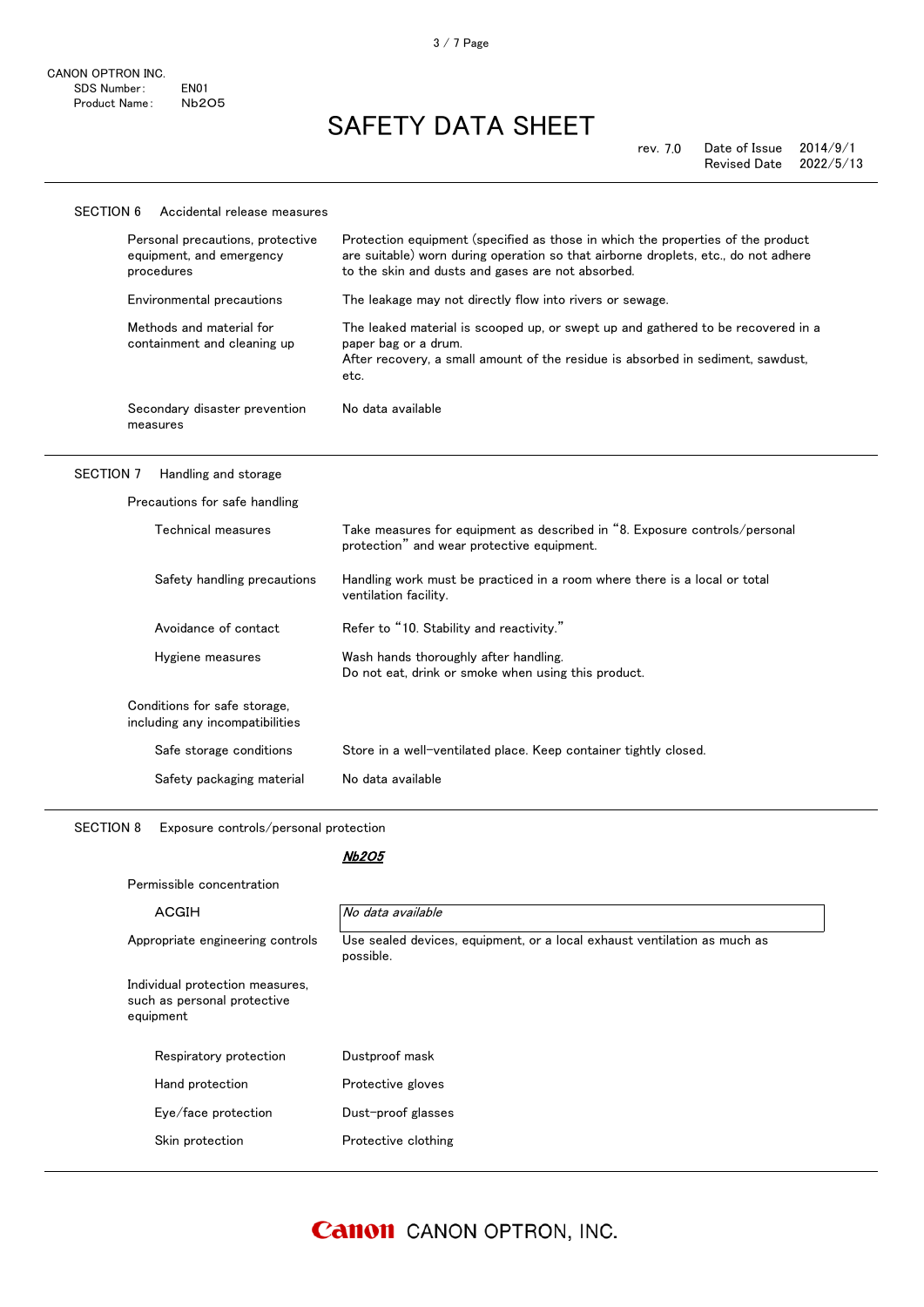CANON OPTRON INC.
SDS Number: EN01
Product Name: $Nb_2O_5$

# SAFETY DATA SHEET

rev. 7.0 Date of Issue 2014/9/1
Revised Date 2022/5/13

## SECTION 6 Accidental release measures

| | |
|---|---|
| Personal precautions, protective equipment, and emergency procedures | Protection equipment (specified as those in which the properties of the product are suitable) worn during operation so that airborne droplets, etc., do not adhere to the skin and dusts and gases are not absorbed. |
| Environmental precautions | The leakage may not directly flow into rivers or sewage. |
| Methods and material for containment and cleaning up | The leaked material is scooped up, or swept up and gathered to be recovered in a paper bag or a drum.<br>After recovery, a small amount of the residue is absorbed in sediment, sawdust, etc. |
| Secondary disaster prevention measures | No data available |

## SECTION 7 Handling and storage

**Precautions for safe handling**

| | |
|---|---|
| Technical measures | Take measures for equipment as described in "8. Exposure controls/personal protection" and wear protective equipment. |
| Safety handling precautions | Handling work must be practiced in a room where there is a local or total ventilation facility. |
| Avoidance of contact | Refer to "10. Stability and reactivity." |
| Hygiene measures | Wash hands thoroughly after handling.<br>Do not eat, drink or smoke when using this product. |

**Conditions for safe storage, including any incompatibilities**

| | |
|---|---|
| Safe storage conditions | Store in a well-ventilated place. Keep container tightly closed. |
| Safety packaging material | No data available |

## SECTION 8 Exposure controls/personal protection

| | ***$Nb_2O_5$*** |
|---|---|
| Permissible concentration | |
| ACGIH | *No data available* |
| Appropriate engineering controls | Use sealed devices, equipment, or a local exhaust ventilation as much as possible. |

**Individual protection measures, such as personal protective equipment**

| | |
|---|---|
| Respiratory protection | Dustproof mask |
| Hand protection | Protective gloves |
| Eye/face protection | Dust-proof glasses |
| Skin protection | Protective clothing |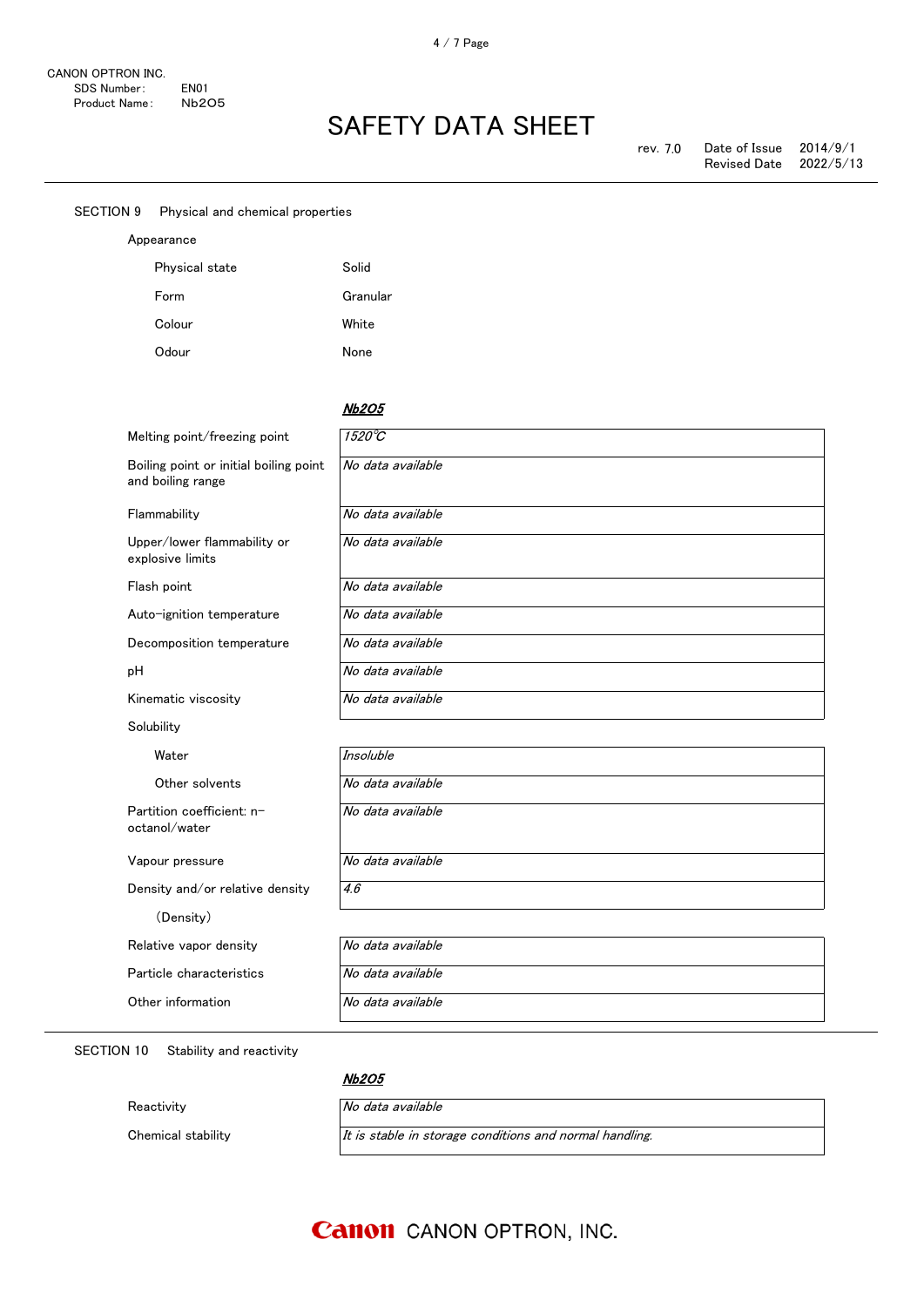CANON OPTRON INC.
SDS Number: EN01
Product Name: $Nb_2O_5$

# SAFETY DATA SHEET

rev. 7.0 Date of Issue 2014/9/1
Revised Date 2022/5/13

## SECTION 9 Physical and chemical properties

Appearance

| | |
|---|---|
| Physical state | Solid |
| Form | Granular |
| Colour | White |
| Odour | None |

| | ***$Nb_2O_5$*** |
|---|---|
| Melting point/freezing point | *1520℃* |
| Boiling point or initial boiling point and boiling range | *No data available* |
| Flammability | *No data available* |
| Upper/lower flammability or explosive limits | *No data available* |
| Flash point | *No data available* |
| Auto-ignition temperature | *No data available* |
| Decomposition temperature | *No data available* |
| pH | *No data available* |
| Kinematic viscosity | *No data available* |
| Solubility | |
| Water | *Insoluble* |
| Other solvents | *No data available* |
| Partition coefficient: n-octanol/water | *No data available* |
| Vapour pressure | *No data available* |
| Density and/or relative density (Density) | *4.6* |
| Relative vapor density | *No data available* |
| Particle characteristics | *No data available* |
| Other information | *No data available* |

## SECTION 10 Stability and reactivity

| | ***$Nb_2O_5$*** |
|---|---|
| Reactivity | *No data available* |
| Chemical stability | *It is stable in storage conditions and normal handling.* |

Canon CANON OPTRON, INC.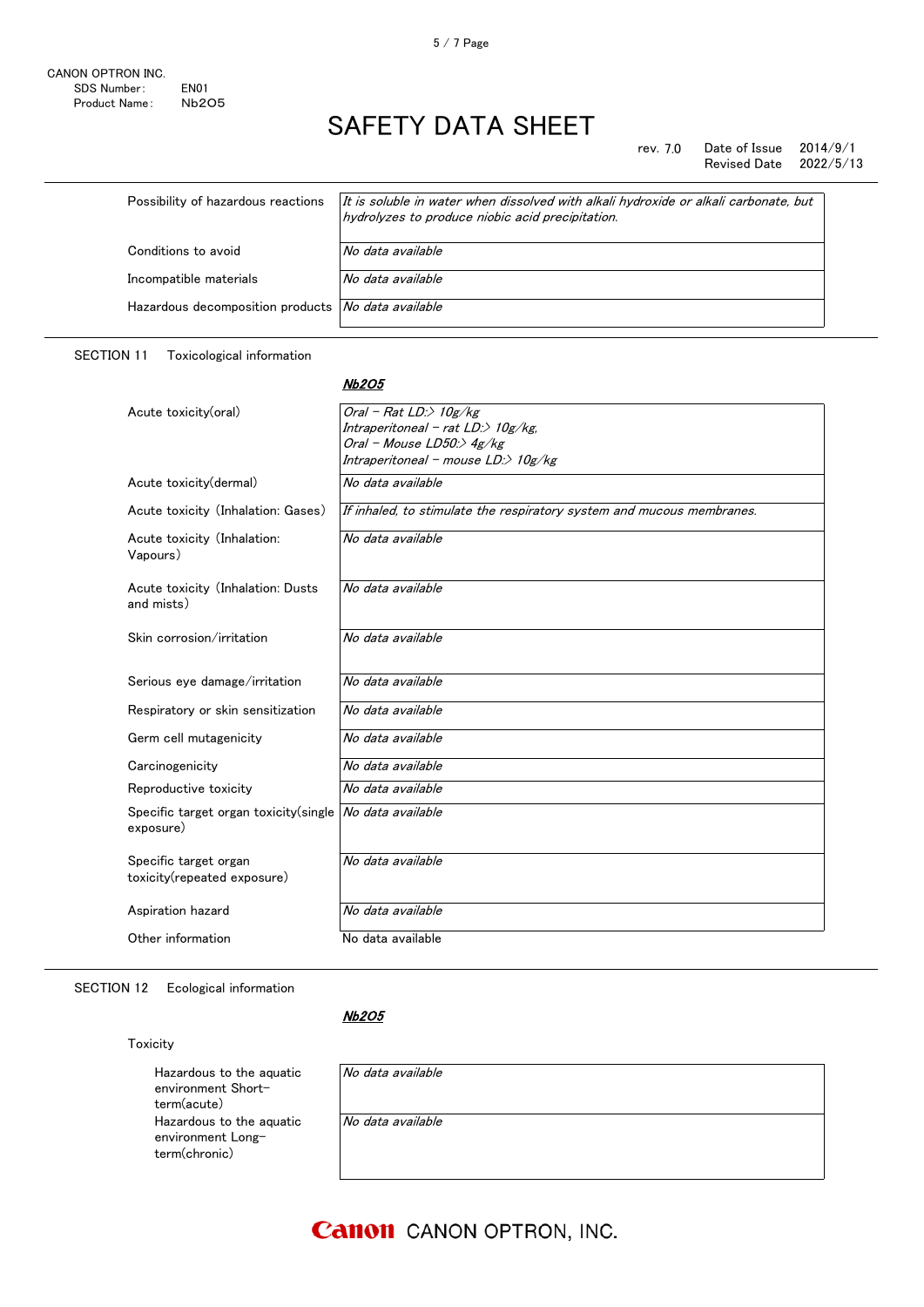| | |
|---|---|
| Possibility of hazardous reactions | *It is soluble in water when dissolved with alkali hydroxide or alkali carbonate, but hydrolyzes to produce niobic acid precipitation.* |
| Conditions to avoid | *No data available* |
| Incompatible materials | *No data available* |
| Hazardous decomposition products | *No data available* |

SECTION 11　Toxicological information

| | ***Nb2O5*** |
|---|---|
| Acute toxicity(oral) | *Oral – Rat LD:> 10g/kg*<br>*Intraperitoneal – rat LD:> 10g/kg,*<br>*Oral – Mouse LD50:> 4g/kg*<br>*Intraperitoneal – mouse LD:> 10g/kg* |
| Acute toxicity(dermal) | *No data available* |
| Acute toxicity (Inhalation: Gases) | *If inhaled, to stimulate the respiratory system and mucous membranes.* |
| Acute toxicity (Inhalation: Vapours) | *No data available* |
| Acute toxicity (Inhalation: Dusts and mists) | *No data available* |
| Skin corrosion/irritation | *No data available* |
| Serious eye damage/irritation | *No data available* |
| Respiratory or skin sensitization | *No data available* |
| Germ cell mutagenicity | *No data available* |
| Carcinogenicity | *No data available* |
| Reproductive toxicity | *No data available* |
| Specific target organ toxicity(single exposure) | *No data available* |
| Specific target organ toxicity(repeated exposure) | *No data available* |
| Aspiration hazard | *No data available* |
| Other information | No data available |

SECTION 12　Ecological information

Toxicity

| | ***Nb2O5*** |
|---|---|
| Hazardous to the aquatic environment Short-term(acute) | *No data available* |
| Hazardous to the aquatic environment Long-term(chronic) | *No data available* |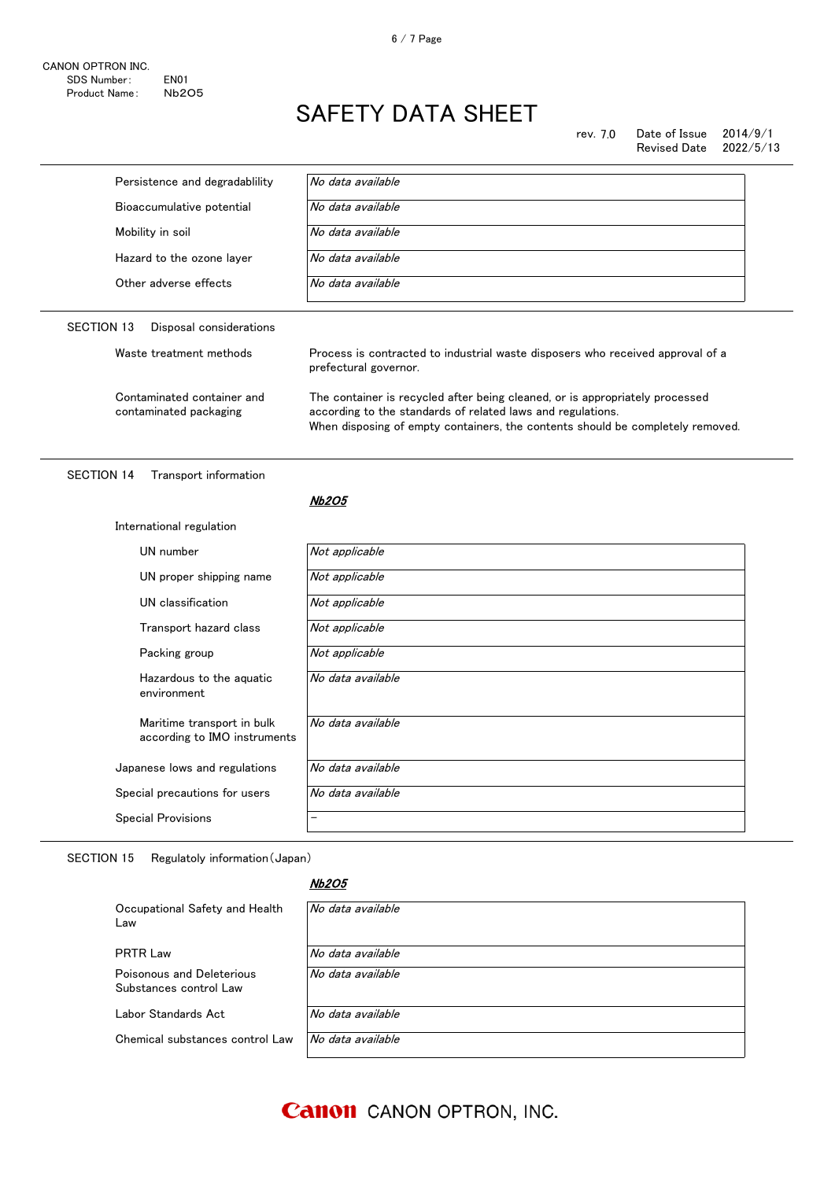| | |
|---|---|
| Persistence and degradablility | *No data available* |
| Bioaccumulative potential | *No data available* |
| Mobility in soil | *No data available* |
| Hazard to the ozone layer | *No data available* |
| Other adverse effects | *No data available* |

## SECTION 13　Disposal considerations

| | |
|---|---|
| Waste treatment methods | Process is contracted to industrial waste disposers who received approval of a prefectural governor. |
| Contaminated container and contaminated packaging | The container is recycled after being cleaned, or is appropriately processed according to the standards of related laws and regulations.<br>When disposing of empty containers, the contents should be completely removed. |

## SECTION 14　Transport information

***Nb2O5***

International regulation

| | |
|---|---|
| UN number | *Not applicable* |
| UN proper shipping name | *Not applicable* |
| UN classification | *Not applicable* |
| Transport hazard class | *Not applicable* |
| Packing group | *Not applicable* |
| Hazardous to the aquatic environment | *No data available* |
| Maritime transport in bulk according to IMO instruments | *No data available* |
| Japanese lows and regulations | *No data available* |
| Special precautions for users | *No data available* |
| Special Provisions | – |

## SECTION 15　Regulatoly information（Japan）

***Nb2O5***

| | |
|---|---|
| Occupational Safety and Health Law | *No data available* |
| PRTR Law | *No data available* |
| Poisonous and Deleterious Substances control Law | *No data available* |
| Labor Standards Act | *No data available* |
| Chemical substances control Law | *No data available* |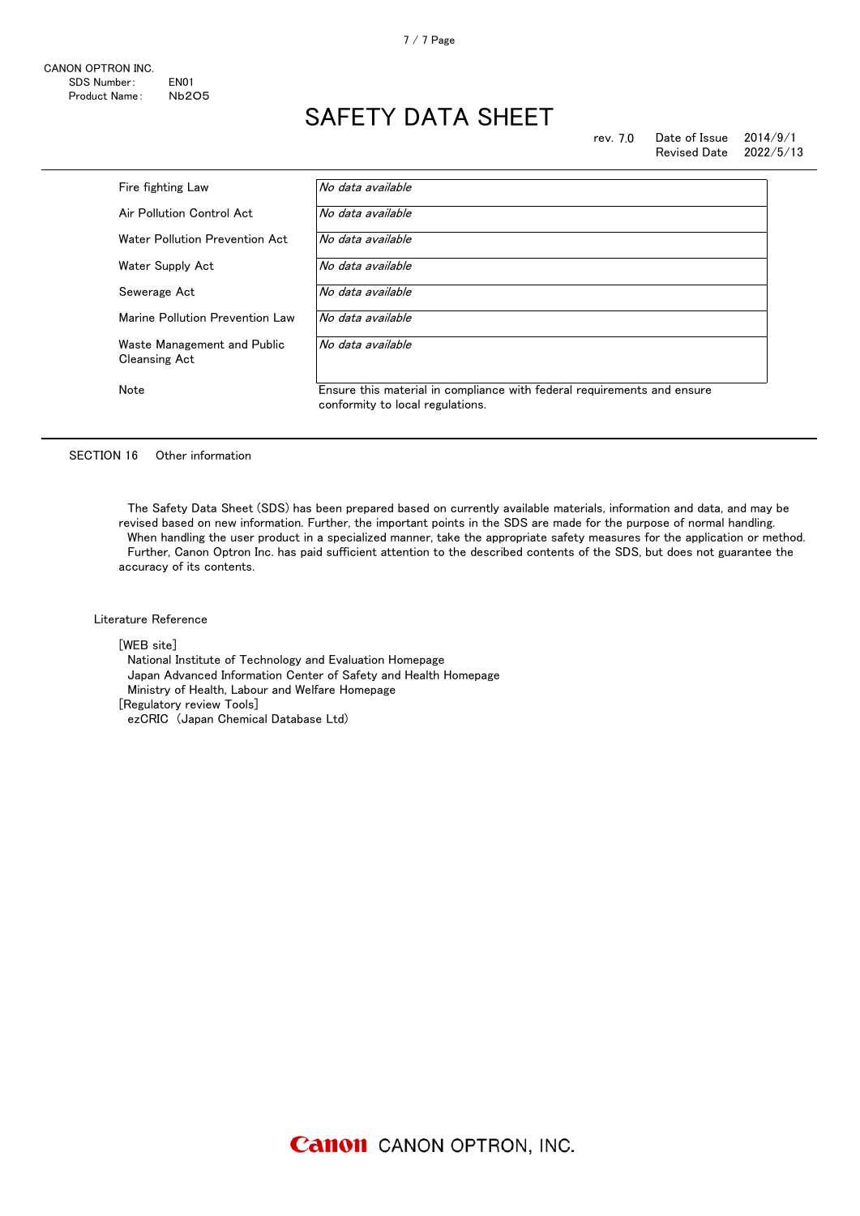| | |
|---|---|
| Fire fighting Law | *No data available* |
| Air Pollution Control Act | *No data available* |
| Water Pollution Prevention Act | *No data available* |
| Water Supply Act | *No data available* |
| Sewerage Act | *No data available* |
| Marine Pollution Prevention Law | *No data available* |
| Waste Management and Public Cleansing Act | *No data available* |
| Note | Ensure this material in compliance with federal requirements and ensure conformity to local regulations. |

## SECTION 16 Other information

The Safety Data Sheet (SDS) has been prepared based on currently available materials, information and data, and may be revised based on new information. Further, the important points in the SDS are made for the purpose of normal handling.
When handling the user product in a specialized manner, take the appropriate safety measures for the application or method.
Further, Canon Optron Inc. has paid sufficient attention to the described contents of the SDS, but does not guarantee the accuracy of its contents.

### Literature Reference

[WEB site]
National Institute of Technology and Evaluation Homepage
Japan Advanced Information Center of Safety and Health Homepage
Ministry of Health, Labour and Welfare Homepage
[Regulatory review Tools]
ezCRIC（Japan Chemical Database Ltd）